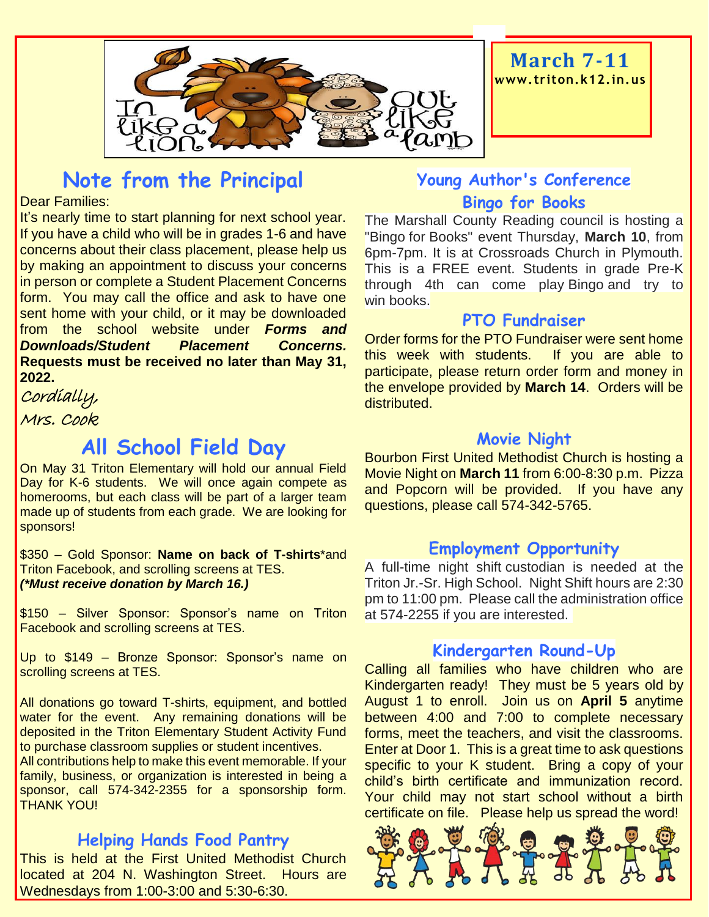In like a lion, out like a lamb

**March 7-11**
**www.triton.k12.in.us**

## Note from the Principal

Dear Families:

It's nearly time to start planning for next school year. If you have a child who will be in grades 1-6 and have concerns about their class placement, please help us by making an appointment to discuss your concerns in person or complete a Student Placement Concerns form. You may call the office and ask to have one sent home with your child, or it may be downloaded from the school website under ***Forms and Downloads/Student Placement Concerns.*** **Requests must be received no later than May 31, 2022.**

Cordially,

Mrs. Cook

## All School Field Day

On May 31 Triton Elementary will hold our annual Field Day for K-6 students. We will once again compete as homerooms, but each class will be part of a larger team made up of students from each grade. We are looking for sponsors!

$350 – Gold Sponsor: **Name on back of T-shirts***and Triton Facebook, and scrolling screens at TES. ***(*Must receive donation by March 16.)***

$150 – Silver Sponsor: Sponsor's name on Triton Facebook and scrolling screens at TES.

Up to $149 – Bronze Sponsor: Sponsor's name on scrolling screens at TES.

All donations go toward T-shirts, equipment, and bottled water for the event. Any remaining donations will be deposited in the Triton Elementary Student Activity Fund to purchase classroom supplies or student incentives. All contributions help to make this event memorable. If your family, business, or organization is interested in being a sponsor, call 574-342-2355 for a sponsorship form. THANK YOU!

## Helping Hands Food Pantry

This is held at the First United Methodist Church located at 204 N. Washington Street. Hours are Wednesdays from 1:00-3:00 and 5:30-6:30.

## Young Author's Conference

### Bingo for Books

The Marshall County Reading council is hosting a "Bingo for Books" event Thursday, **March 10**, from 6pm-7pm. It is at Crossroads Church in Plymouth. This is a FREE event. Students in grade Pre-K through 4th can come play Bingo and try to win books.

## PTO Fundraiser

Order forms for the PTO Fundraiser were sent home this week with students. If you are able to participate, please return order form and money in the envelope provided by **March 14**. Orders will be distributed.

## Movie Night

Bourbon First United Methodist Church is hosting a Movie Night on **March 11** from 6:00-8:30 p.m. Pizza and Popcorn will be provided. If you have any questions, please call 574-342-5765.

## Employment Opportunity

A full-time night shift custodian is needed at the Triton Jr.-Sr. High School. Night Shift hours are 2:30 pm to 11:00 pm. Please call the administration office at 574-2255 if you are interested.

## Kindergarten Round-Up

Calling all families who have children who are Kindergarten ready! They must be 5 years old by August 1 to enroll. Join us on **April 5** anytime between 4:00 and 7:00 to complete necessary forms, meet the teachers, and visit the classrooms. Enter at Door 1. This is a great time to ask questions specific to your K student. Bring a copy of your child's birth certificate and immunization record. Your child may not start school without a birth certificate on file. Please help us spread the word!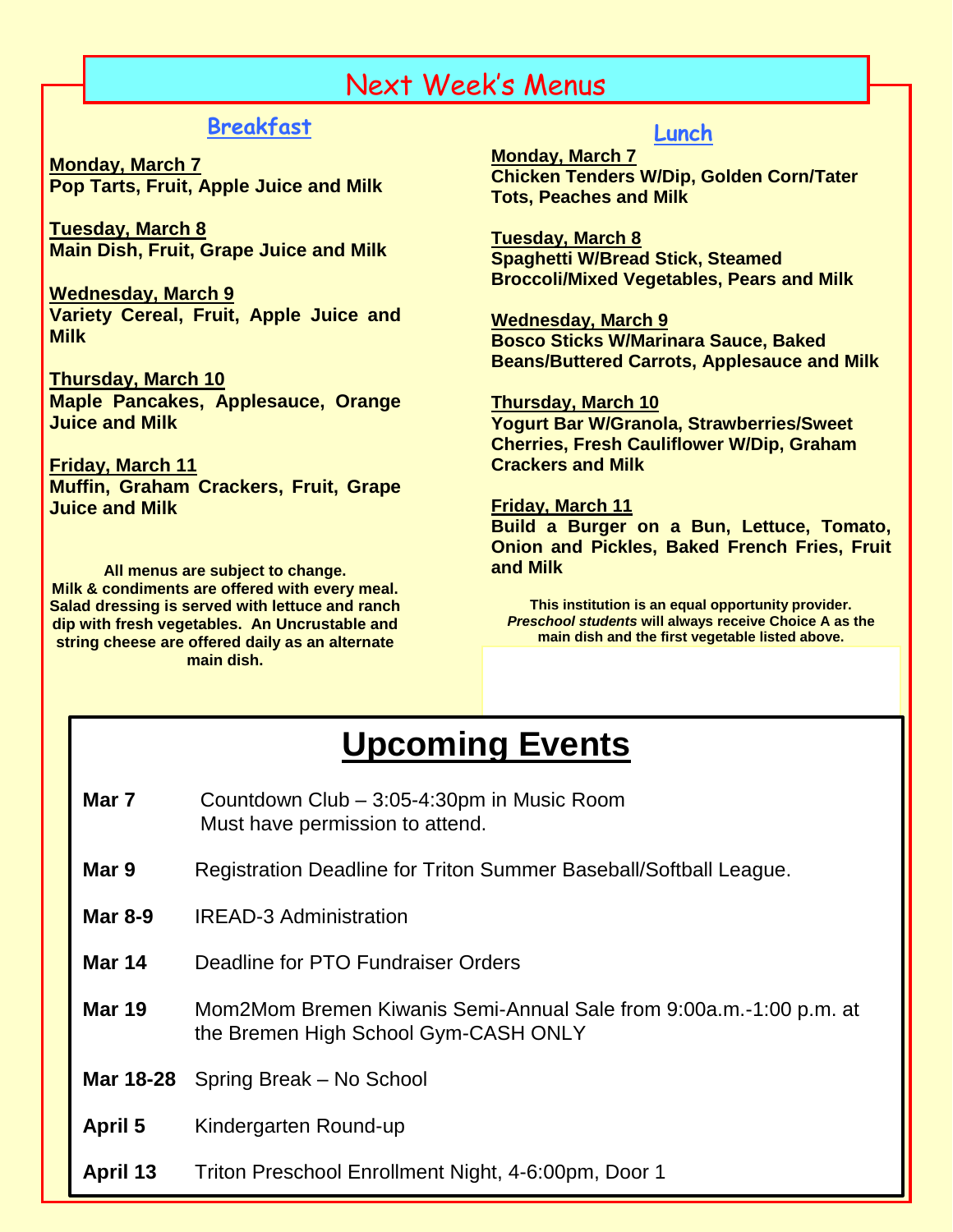# Next Week's Menus

## Breakfast

**Monday, March 7**
**Pop Tarts, Fruit, Apple Juice and Milk**

**Tuesday, March 8**
**Main Dish, Fruit, Grape Juice and Milk**

**Wednesday, March 9**
**Variety Cereal, Fruit, Apple Juice and Milk**

**Thursday, March 10**
**Maple Pancakes, Applesauce, Orange Juice and Milk**

**Friday, March 11**
**Muffin, Graham Crackers, Fruit, Grape Juice and Milk**

**All menus are subject to change.**
**Milk & condiments are offered with every meal. Salad dressing is served with lettuce and ranch dip with fresh vegetables. An Uncrustable and string cheese are offered daily as an alternate main dish.**

## Lunch

**Monday, March 7**
**Chicken Tenders W/Dip, Golden Corn/Tater Tots, Peaches and Milk**

**Tuesday, March 8**
**Spaghetti W/Bread Stick, Steamed Broccoli/Mixed Vegetables, Pears and Milk**

**Wednesday, March 9**
**Bosco Sticks W/Marinara Sauce, Baked Beans/Buttered Carrots, Applesauce and Milk**

**Thursday, March 10**
**Yogurt Bar W/Granola, Strawberries/Sweet Cherries, Fresh Cauliflower W/Dip, Graham Crackers and Milk**

**Friday, March 11**
**Build a Burger on a Bun, Lettuce, Tomato, Onion and Pickles, Baked French Fries, Fruit and Milk**

**This institution is an equal opportunity provider.** ***Preschool students*** **will always receive Choice A as the main dish and the first vegetable listed above.**

# Upcoming Events

**Mar 7** Countdown Club – 3:05-4:30pm in Music Room
Must have permission to attend.

**Mar 9** Registration Deadline for Triton Summer Baseball/Softball League.

**Mar 8-9** IREAD-3 Administration

**Mar 14** Deadline for PTO Fundraiser Orders

**Mar 19** Mom2Mom Bremen Kiwanis Semi-Annual Sale from 9:00a.m.-1:00 p.m. at the Bremen High School Gym-CASH ONLY

**Mar 18-28** Spring Break – No School

**April 5** Kindergarten Round-up

**April 13** Triton Preschool Enrollment Night, 4-6:00pm, Door 1